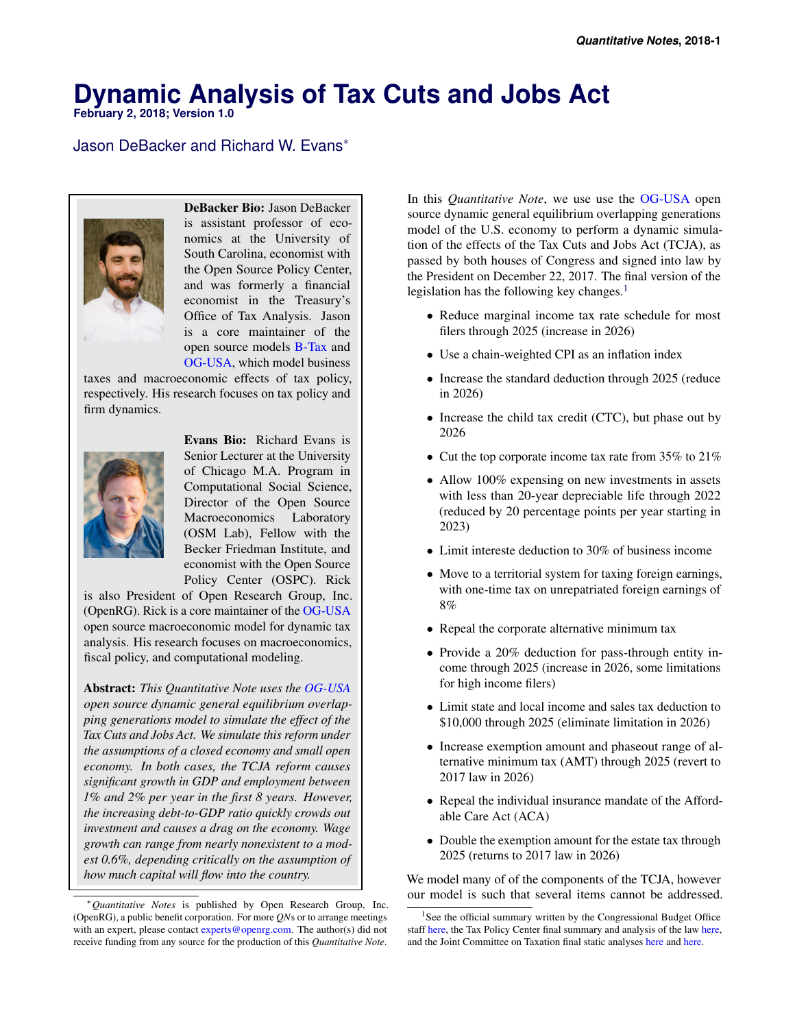# Dynamic Analysis of Tax Cuts and Jobs Act

**February 2, 2018; Version 1.0**

Jason DeBacker and Richard W. Evans*

**DeBacker Bio:** Jason DeBacker is assistant professor of economics at the University of South Carolina, economist with the Open Source Policy Center, and was formerly a financial economist in the Treasury's Office of Tax Analysis. Jason is a core maintainer of the open source models B-Tax and OG-USA, which model business taxes and macroeconomic effects of tax policy, respectively. His research focuses on tax policy and firm dynamics.

**Evans Bio:** Richard Evans is Senior Lecturer at the University of Chicago M.A. Program in Computational Social Science, Director of the Open Source Macroeconomics Laboratory (OSM Lab), Fellow with the Becker Friedman Institute, and economist with the Open Source Policy Center (OSPC). Rick is also President of Open Research Group, Inc. (OpenRG). Rick is a core maintainer of the OG-USA open source macroeconomic model for dynamic tax analysis. His research focuses on macroeconomics, fiscal policy, and computational modeling.

**Abstract:** *This Quantitative Note uses the OG-USA open source dynamic general equilibrium overlapping generations model to simulate the effect of the Tax Cuts and Jobs Act. We simulate this reform under the assumptions of a closed economy and small open economy. In both cases, the TCJA reform causes significant growth in GDP and employment between 1% and 2% per year in the first 8 years. However, the increasing debt-to-GDP ratio quickly crowds out investment and causes a drag on the economy. Wage growth can range from nearly nonexistent to a modest 0.6%, depending critically on the assumption of how much capital will flow into the country.*

In this *Quantitative Note*, we use use the OG-USA open source dynamic general equilibrium overlapping generations model of the U.S. economy to perform a dynamic simulation of the effects of the Tax Cuts and Jobs Act (TCJA), as passed by both houses of Congress and signed into law by the President on December 22, 2017. The final version of the legislation has the following key changes.[1]

- Reduce marginal income tax rate schedule for most filers through 2025 (increase in 2026)
- Use a chain-weighted CPI as an inflation index
- Increase the standard deduction through 2025 (reduce in 2026)
- Increase the child tax credit (CTC), but phase out by 2026
- Cut the top corporate income tax rate from 35% to 21%
- Allow 100% expensing on new investments in assets with less than 20-year depreciable life through 2022 (reduced by 20 percentage points per year starting in 2023)
- Limit intereste deduction to 30% of business income
- Move to a territorial system for taxing foreign earnings, with one-time tax on unrepatriated foreign earnings of 8%
- Repeal the corporate alternative minimum tax
- Provide a 20% deduction for pass-through entity income through 2025 (increase in 2026, some limitations for high income filers)
- Limit state and local income and sales tax deduction to $10,000 through 2025 (eliminate limitation in 2026)
- Increase exemption amount and phaseout range of alternative minimum tax (AMT) through 2025 (revert to 2017 law in 2026)
- Repeal the individual insurance mandate of the Affordable Care Act (ACA)
- Double the exemption amount for the estate tax through 2025 (returns to 2017 law in 2026)

We model many of of the components of the TCJA, however our model is such that several items cannot be addressed.

*\*Quantitative Notes* is published by Open Research Group, Inc. (OpenRG), a public benefit corporation. For more *QN*s or to arrange meetings with an expert, please contact experts@openrg.com. The author(s) did not receive funding from any source for the production of this *Quantitative Note*.

[1] See the official summary written by the Congressional Budget Office staff here, the Tax Policy Center final summary and analysis of the law here, and the Joint Committee on Taxation final static analyses here and here.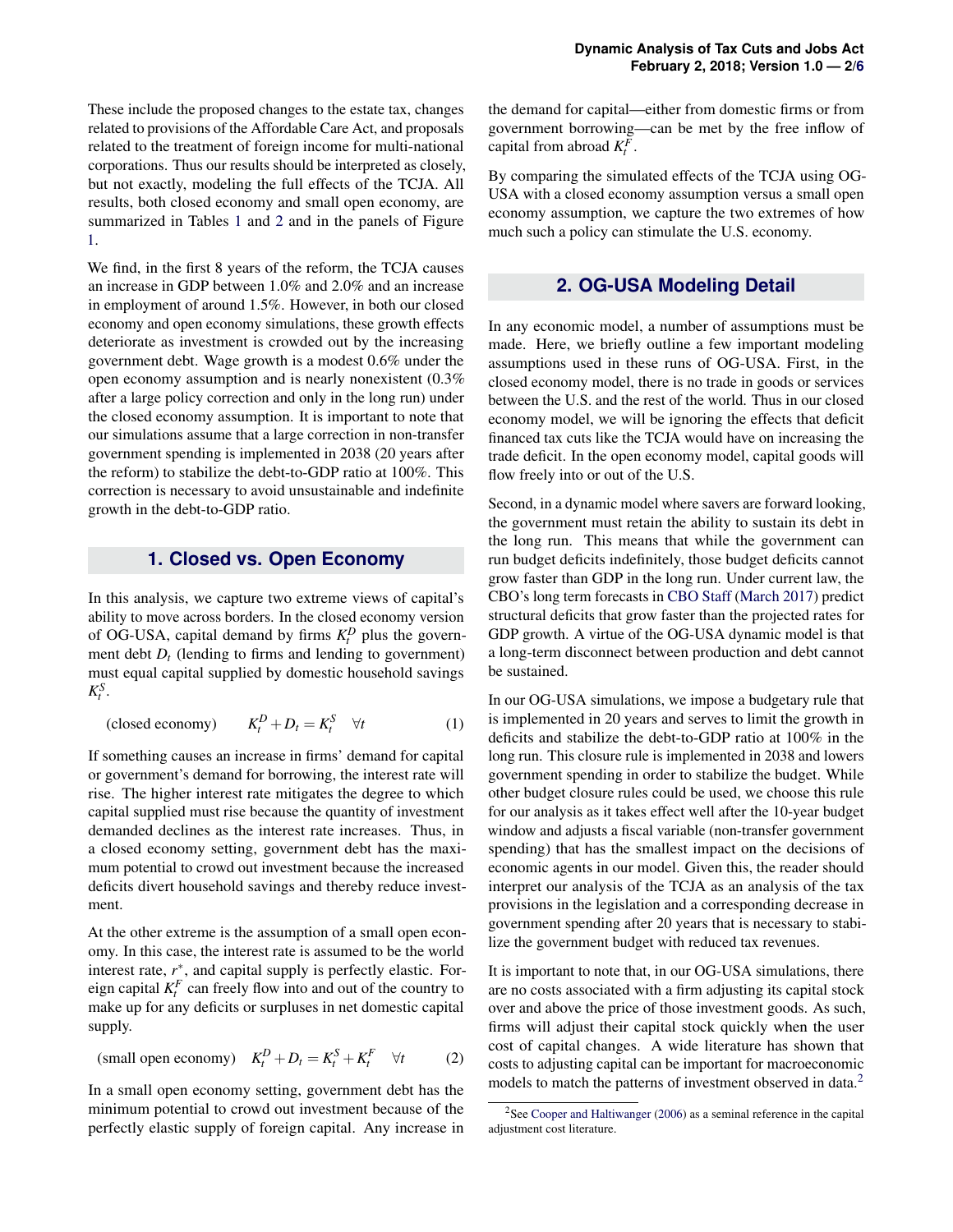These include the proposed changes to the estate tax, changes related to provisions of the Affordable Care Act, and proposals related to the treatment of foreign income for multi-national corporations. Thus our results should be interpreted as closely, but not exactly, modeling the full effects of the TCJA. All results, both closed economy and small open economy, are summarized in Tables 1 and 2 and in the panels of Figure 1.

We find, in the first 8 years of the reform, the TCJA causes an increase in GDP between 1.0% and 2.0% and an increase in employment of around 1.5%. However, in both our closed economy and open economy simulations, these growth effects deteriorate as investment is crowded out by the increasing government debt. Wage growth is a modest 0.6% under the open economy assumption and is nearly nonexistent (0.3% after a large policy correction and only in the long run) under the closed economy assumption. It is important to note that our simulations assume that a large correction in non-transfer government spending is implemented in 2038 (20 years after the reform) to stabilize the debt-to-GDP ratio at 100%. This correction is necessary to avoid unsustainable and indefinite growth in the debt-to-GDP ratio.

## 1. Closed vs. Open Economy

In this analysis, we capture two extreme views of capital's ability to move across borders. In the closed economy version of OG-USA, capital demand by firms $K_t^D$ plus the government debt $D_t$ (lending to firms and lending to government) must equal capital supplied by domestic household savings $K_t^S$.

$$\text{(closed economy)} \qquad K_t^D + D_t = K_t^S \quad \forall t \tag{1}$$

If something causes an increase in firms' demand for capital or government's demand for borrowing, the interest rate will rise. The higher interest rate mitigates the degree to which capital supplied must rise because the quantity of investment demanded declines as the interest rate increases. Thus, in a closed economy setting, government debt has the maximum potential to crowd out investment because the increased deficits divert household savings and thereby reduce investment.

At the other extreme is the assumption of a small open economy. In this case, the interest rate is assumed to be the world interest rate, $r^*$, and capital supply is perfectly elastic. Foreign capital $K_t^F$ can freely flow into and out of the country to make up for any deficits or surpluses in net domestic capital supply.

$$\text{(small open economy)} \quad K_t^D + D_t = K_t^S + K_t^F \quad \forall t \tag{2}$$

In a small open economy setting, government debt has the minimum potential to crowd out investment because of the perfectly elastic supply of foreign capital. Any increase in the demand for capital—either from domestic firms or from government borrowing—can be met by the free inflow of capital from abroad $K_t^F$.

By comparing the simulated effects of the TCJA using OG-USA with a closed economy assumption versus a small open economy assumption, we capture the two extremes of how much such a policy can stimulate the U.S. economy.

## 2. OG-USA Modeling Detail

In any economic model, a number of assumptions must be made. Here, we briefly outline a few important modeling assumptions used in these runs of OG-USA. First, in the closed economy model, there is no trade in goods or services between the U.S. and the rest of the world. Thus in our closed economy model, we will be ignoring the effects that deficit financed tax cuts like the TCJA would have on increasing the trade deficit. In the open economy model, capital goods will flow freely into or out of the U.S.

Second, in a dynamic model where savers are forward looking, the government must retain the ability to sustain its debt in the long run. This means that while the government can run budget deficits indefinitely, those budget deficits cannot grow faster than GDP in the long run. Under current law, the CBO's long term forecasts in CBO Staff (March 2017) predict structural deficits that grow faster than the projected rates for GDP growth. A virtue of the OG-USA dynamic model is that a long-term disconnect between production and debt cannot be sustained.

In our OG-USA simulations, we impose a budgetary rule that is implemented in 20 years and serves to limit the growth in deficits and stabilize the debt-to-GDP ratio at 100% in the long run. This closure rule is implemented in 2038 and lowers government spending in order to stabilize the budget. While other budget closure rules could be used, we choose this rule for our analysis as it takes effect well after the 10-year budget window and adjusts a fiscal variable (non-transfer government spending) that has the smallest impact on the decisions of economic agents in our model. Given this, the reader should interpret our analysis of the TCJA as an analysis of the tax provisions in the legislation and a corresponding decrease in government spending after 20 years that is necessary to stabilize the government budget with reduced tax revenues.

It is important to note that, in our OG-USA simulations, there are no costs associated with a firm adjusting its capital stock over and above the price of those investment goods. As such, firms will adjust their capital stock quickly when the user cost of capital changes. A wide literature has shown that costs to adjusting capital can be important for macroeconomic models to match the patterns of investment observed in data.[2]

[2] See Cooper and Haltiwanger (2006) as a seminal reference in the capital adjustment cost literature.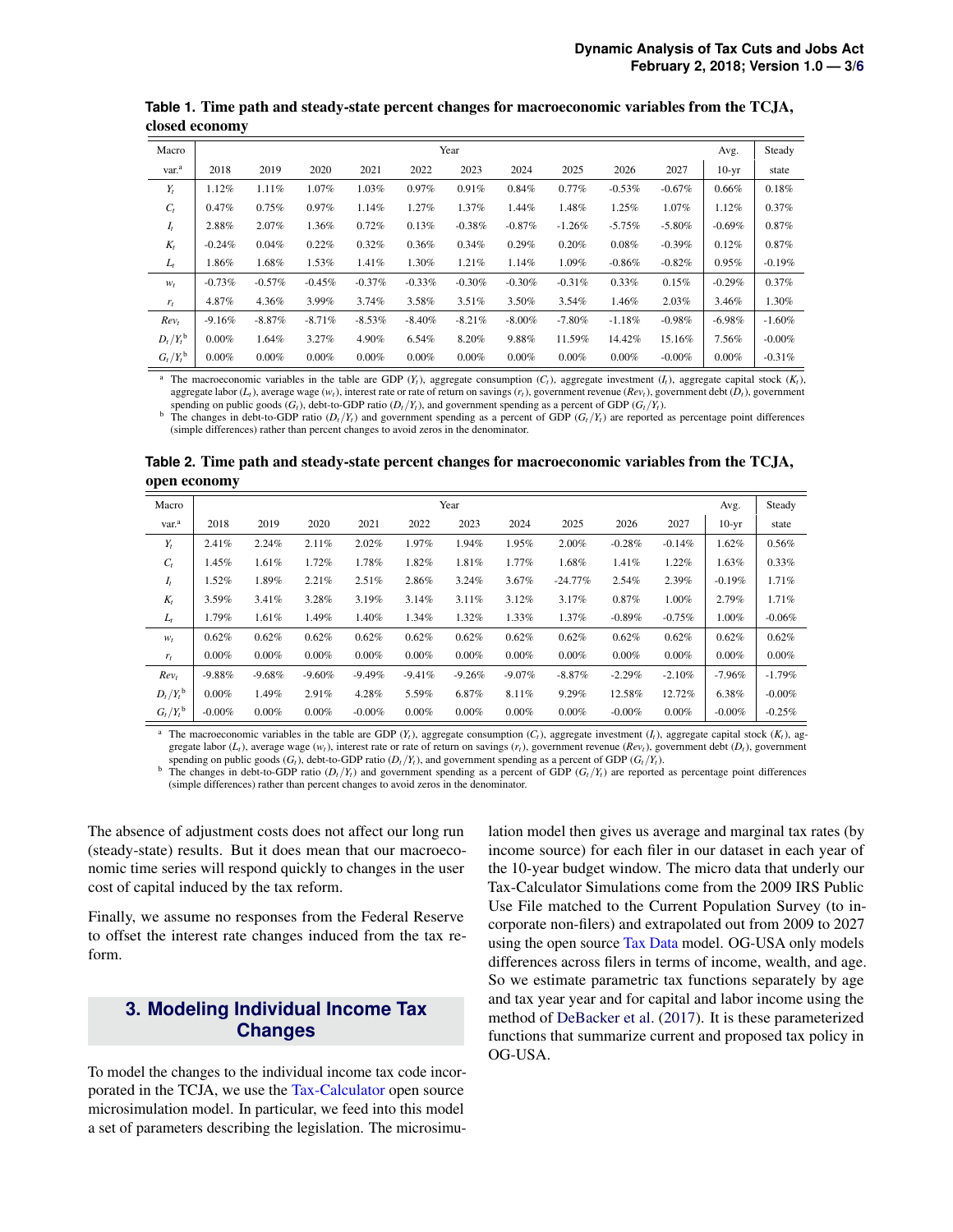**Table 1. Time path and steady-state percent changes for macroeconomic variables from the TCJA, closed economy**

| Macro var.[a] | 2018 | 2019 | 2020 | 2021 | 2022 | 2023 | 2024 | 2025 | 2026 | 2027 | Avg. 10-yr | Steady state |
|---|---|---|---|---|---|---|---|---|---|---|---|---|
| $Y_t$ | 1.12% | 1.11% | 1.07% | 1.03% | 0.97% | 0.91% | 0.84% | 0.77% | -0.53% | -0.67% | 0.66% | 0.18% |
| $C_t$ | 0.47% | 0.75% | 0.97% | 1.14% | 1.27% | 1.37% | 1.44% | 1.48% | 1.25% | 1.07% | 1.12% | 0.37% |
| $I_t$ | 2.88% | 2.07% | 1.36% | 0.72% | 0.13% | -0.38% | -0.87% | -1.26% | -5.75% | -5.80% | -0.69% | 0.87% |
| $K_t$ | -0.24% | 0.04% | 0.22% | 0.32% | 0.36% | 0.34% | 0.29% | 0.20% | 0.08% | -0.39% | 0.12% | 0.87% |
| $L_t$ | 1.86% | 1.68% | 1.53% | 1.41% | 1.30% | 1.21% | 1.14% | 1.09% | -0.86% | -0.82% | 0.95% | -0.19% |
| $w_t$ | -0.73% | -0.57% | -0.45% | -0.37% | -0.33% | -0.30% | -0.30% | -0.31% | 0.33% | 0.15% | -0.29% | 0.37% |
| $r_t$ | 4.87% | 4.36% | 3.99% | 3.74% | 3.58% | 3.51% | 3.50% | 3.54% | 1.46% | 2.03% | 3.46% | 1.30% |
| $Rev_t$ | -9.16% | -8.87% | -8.71% | -8.53% | -8.40% | -8.21% | -8.00% | -7.80% | -1.18% | -0.98% | -6.98% | -1.60% |
| $D_t/Y_t$[b] | 0.00% | 1.64% | 3.27% | 4.90% | 6.54% | 8.20% | 9.88% | 11.59% | 14.42% | 15.16% | 7.56% | -0.00% |
| $G_t/Y_t$[b] | 0.00% | 0.00% | 0.00% | 0.00% | 0.00% | 0.00% | 0.00% | 0.00% | 0.00% | -0.00% | 0.00% | -0.31% |

[a] The macroeconomic variables in the table are GDP ($Y_t$), aggregate consumption ($C_t$), aggregate investment ($I_t$), aggregate capital stock ($K_t$), aggregate labor ($L_t$), average wage ($w_t$), interest rate or rate of return on savings ($r_t$), government revenue ($Rev_t$), government debt ($D_t$), government spending on public goods ($G_t$), debt-to-GDP ratio ($D_t/Y_t$), and government spending as a percent of GDP ($G_t/Y_t$).
[b] The changes in debt-to-GDP ratio ($D_t/Y_t$) and government spending as a percent of GDP ($G_t/Y_t$) are reported as percentage point differences (simple differences) rather than percent changes to avoid zeros in the denominator.

**Table 2. Time path and steady-state percent changes for macroeconomic variables from the TCJA, open economy**

| Macro var.[a] | 2018 | 2019 | 2020 | 2021 | 2022 | 2023 | 2024 | 2025 | 2026 | 2027 | Avg. 10-yr | Steady state |
|---|---|---|---|---|---|---|---|---|---|---|---|---|
| $Y_t$ | 2.41% | 2.24% | 2.11% | 2.02% | 1.97% | 1.94% | 1.95% | 2.00% | -0.28% | -0.14% | 1.62% | 0.56% |
| $C_t$ | 1.45% | 1.61% | 1.72% | 1.78% | 1.82% | 1.81% | 1.77% | 1.68% | 1.41% | 1.22% | 1.63% | 0.33% |
| $I_t$ | 1.52% | 1.89% | 2.21% | 2.51% | 2.86% | 3.24% | 3.67% | -24.77% | 2.54% | 2.39% | -0.19% | 1.71% |
| $K_t$ | 3.59% | 3.41% | 3.28% | 3.19% | 3.14% | 3.11% | 3.12% | 3.17% | 0.87% | 1.00% | 2.79% | 1.71% |
| $L_t$ | 1.79% | 1.61% | 1.49% | 1.40% | 1.34% | 1.32% | 1.33% | 1.37% | -0.89% | -0.75% | 1.00% | -0.06% |
| $w_t$ | 0.62% | 0.62% | 0.62% | 0.62% | 0.62% | 0.62% | 0.62% | 0.62% | 0.62% | 0.62% | 0.62% | 0.62% |
| $r_t$ | 0.00% | 0.00% | 0.00% | 0.00% | 0.00% | 0.00% | 0.00% | 0.00% | 0.00% | 0.00% | 0.00% | 0.00% |
| $Rev_t$ | -9.88% | -9.68% | -9.60% | -9.49% | -9.41% | -9.26% | -9.07% | -8.87% | -2.29% | -2.10% | -7.96% | -1.79% |
| $D_t/Y_t$[b] | 0.00% | 1.49% | 2.91% | 4.28% | 5.59% | 6.87% | 8.11% | 9.29% | 12.58% | 12.72% | 6.38% | -0.00% |
| $G_t/Y_t$[b] | -0.00% | 0.00% | 0.00% | -0.00% | 0.00% | 0.00% | 0.00% | 0.00% | -0.00% | 0.00% | -0.00% | -0.25% |

[a] The macroeconomic variables in the table are GDP ($Y_t$), aggregate consumption ($C_t$), aggregate investment ($I_t$), aggregate capital stock ($K_t$), aggregate labor ($L_t$), average wage ($w_t$), interest rate or rate of return on savings ($r_t$), government revenue ($Rev_t$), government debt ($D_t$), government spending on public goods ($G_t$), debt-to-GDP ratio ($D_t/Y_t$), and government spending as a percent of GDP ($G_t/Y_t$).
[b] The changes in debt-to-GDP ratio ($D_t/Y_t$) and government spending as a percent of GDP ($G_t/Y_t$) are reported as percentage point differences (simple differences) rather than percent changes to avoid zeros in the denominator.

The absence of adjustment costs does not affect our long run (steady-state) results. But it does mean that our macroeconomic time series will respond quickly to changes in the user cost of capital induced by the tax reform.

Finally, we assume no responses from the Federal Reserve to offset the interest rate changes induced from the tax reform.

## 3. Modeling Individual Income Tax Changes

To model the changes to the individual income tax code incorporated in the TCJA, we use the Tax-Calculator open source microsimulation model. In particular, we feed into this model a set of parameters describing the legislation. The microsimulation model then gives us average and marginal tax rates (by income source) for each filer in our dataset in each year of the 10-year budget window. The micro data that underly our Tax-Calculator Simulations come from the 2009 IRS Public Use File matched to the Current Population Survey (to incorporate non-filers) and extrapolated out from 2009 to 2027 using the open source Tax Data model. OG-USA only models differences across filers in terms of income, wealth, and age. So we estimate parametric tax functions separately by age and tax year year and for capital and labor income using the method of DeBacker et al. (2017). It is these parameterized functions that summarize current and proposed tax policy in OG-USA.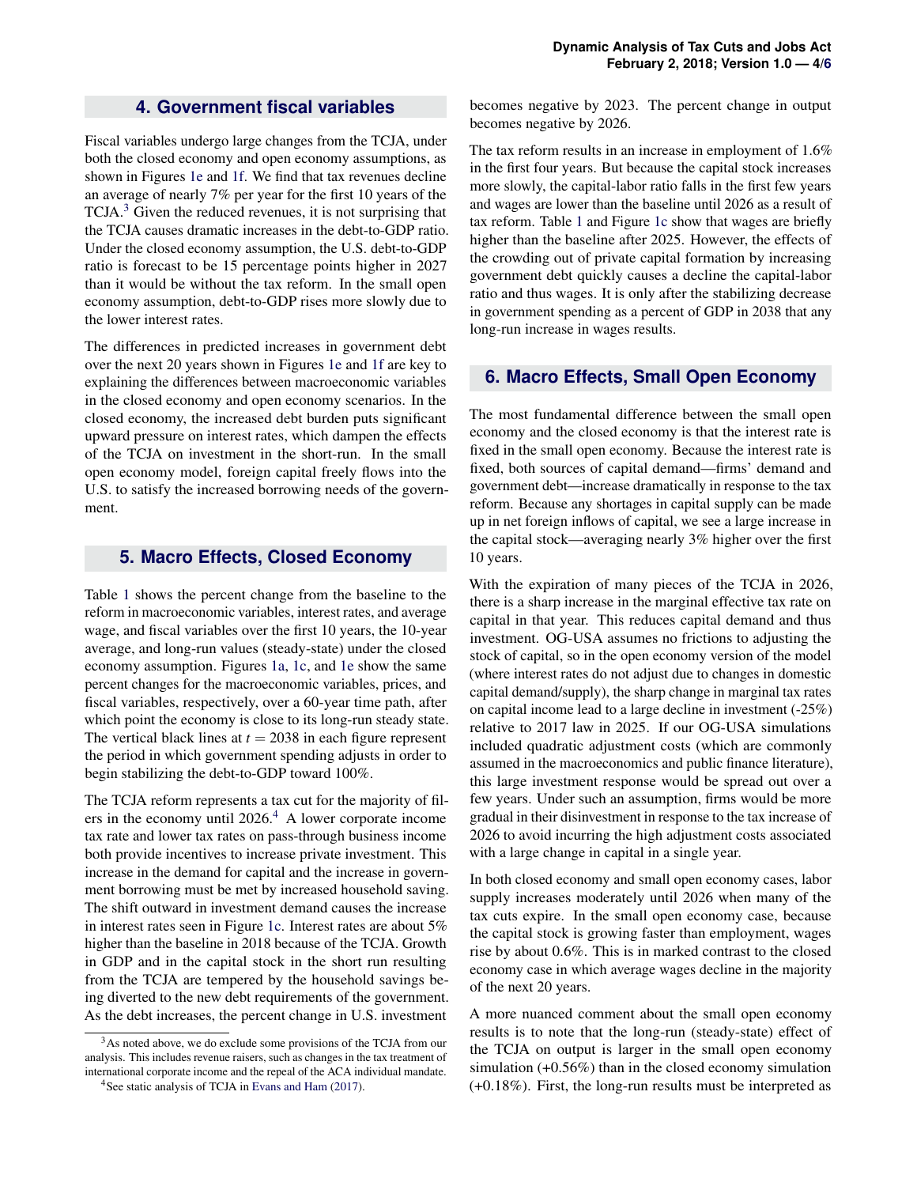## 4. Government fiscal variables

Fiscal variables undergo large changes from the TCJA, under both the closed economy and open economy assumptions, as shown in Figures 1e and 1f. We find that tax revenues decline an average of nearly 7% per year for the first 10 years of the TCJA.[3] Given the reduced revenues, it is not surprising that the TCJA causes dramatic increases in the debt-to-GDP ratio. Under the closed economy assumption, the U.S. debt-to-GDP ratio is forecast to be 15 percentage points higher in 2027 than it would be without the tax reform. In the small open economy assumption, debt-to-GDP rises more slowly due to the lower interest rates.

The differences in predicted increases in government debt over the next 20 years shown in Figures 1e and 1f are key to explaining the differences between macroeconomic variables in the closed economy and open economy scenarios. In the closed economy, the increased debt burden puts significant upward pressure on interest rates, which dampen the effects of the TCJA on investment in the short-run. In the small open economy model, foreign capital freely flows into the U.S. to satisfy the increased borrowing needs of the government.

## 5. Macro Effects, Closed Economy

Table 1 shows the percent change from the baseline to the reform in macroeconomic variables, interest rates, and average wage, and fiscal variables over the first 10 years, the 10-year average, and long-run values (steady-state) under the closed economy assumption. Figures 1a, 1c, and 1e show the same percent changes for the macroeconomic variables, prices, and fiscal variables, respectively, over a 60-year time path, after which point the economy is close to its long-run steady state. The vertical black lines at $t = 2038$ in each figure represent the period in which government spending adjusts in order to begin stabilizing the debt-to-GDP toward 100%.

The TCJA reform represents a tax cut for the majority of filers in the economy until 2026.[4] A lower corporate income tax rate and lower tax rates on pass-through business income both provide incentives to increase private investment. This increase in the demand for capital and the increase in government borrowing must be met by increased household saving. The shift outward in investment demand causes the increase in interest rates seen in Figure 1c. Interest rates are about 5% higher than the baseline in 2018 because of the TCJA. Growth in GDP and in the capital stock in the short run resulting from the TCJA are tempered by the household savings being diverted to the new debt requirements of the government. As the debt increases, the percent change in U.S. investment becomes negative by 2023. The percent change in output becomes negative by 2026.

The tax reform results in an increase in employment of 1.6% in the first four years. But because the capital stock increases more slowly, the capital-labor ratio falls in the first few years and wages are lower than the baseline until 2026 as a result of tax reform. Table 1 and Figure 1c show that wages are briefly higher than the baseline after 2025. However, the effects of the crowding out of private capital formation by increasing government debt quickly causes a decline the capital-labor ratio and thus wages. It is only after the stabilizing decrease in government spending as a percent of GDP in 2038 that any long-run increase in wages results.

## 6. Macro Effects, Small Open Economy

The most fundamental difference between the small open economy and the closed economy is that the interest rate is fixed in the small open economy. Because the interest rate is fixed, both sources of capital demand—firms' demand and government debt—increase dramatically in response to the tax reform. Because any shortages in capital supply can be made up in net foreign inflows of capital, we see a large increase in the capital stock—averaging nearly 3% higher over the first 10 years.

With the expiration of many pieces of the TCJA in 2026, there is a sharp increase in the marginal effective tax rate on capital in that year. This reduces capital demand and thus investment. OG-USA assumes no frictions to adjusting the stock of capital, so in the open economy version of the model (where interest rates do not adjust due to changes in domestic capital demand/supply), the sharp change in marginal tax rates on capital income lead to a large decline in investment (-25%) relative to 2017 law in 2025. If our OG-USA simulations included quadratic adjustment costs (which are commonly assumed in the macroeconomics and public finance literature), this large investment response would be spread out over a few years. Under such an assumption, firms would be more gradual in their disinvestment in response to the tax increase of 2026 to avoid incurring the high adjustment costs associated with a large change in capital in a single year.

In both closed economy and small open economy cases, labor supply increases moderately until 2026 when many of the tax cuts expire. In the small open economy case, because the capital stock is growing faster than employment, wages rise by about 0.6%. This is in marked contrast to the closed economy case in which average wages decline in the majority of the next 20 years.

A more nuanced comment about the small open economy results is to note that the long-run (steady-state) effect of the TCJA on output is larger in the small open economy simulation (+0.56%) than in the closed economy simulation (+0.18%). First, the long-run results must be interpreted as

[3] As noted above, we do exclude some provisions of the TCJA from our analysis. This includes revenue raisers, such as changes in the tax treatment of international corporate income and the repeal of the ACA individual mandate.

[4] See static analysis of TCJA in Evans and Ham (2017).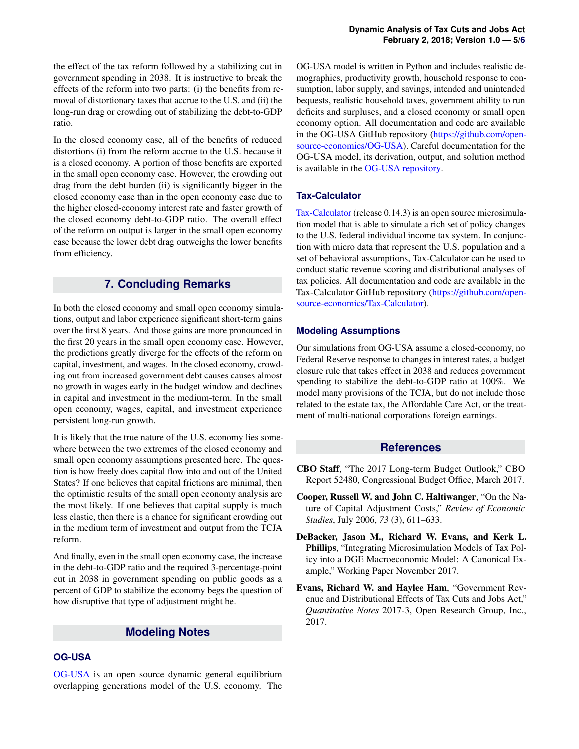the effect of the tax reform followed by a stabilizing cut in government spending in 2038. It is instructive to break the effects of the reform into two parts: (i) the benefits from removal of distortionary taxes that accrue to the U.S. and (ii) the long-run drag or crowding out of stabilizing the debt-to-GDP ratio.

In the closed economy case, all of the benefits of reduced distortions (i) from the reform accrue to the U.S. because it is a closed economy. A portion of those benefits are exported in the small open economy case. However, the crowding out drag from the debt burden (ii) is significantly bigger in the closed economy case than in the open economy case due to the higher closed-economy interest rate and faster growth of the closed economy debt-to-GDP ratio. The overall effect of the reform on output is larger in the small open economy case because the lower debt drag outweighs the lower benefits from efficiency.

## 7. Concluding Remarks

In both the closed economy and small open economy simulations, output and labor experience significant short-term gains over the first 8 years. And those gains are more pronounced in the first 20 years in the small open economy case. However, the predictions greatly diverge for the effects of the reform on capital, investment, and wages. In the closed economy, crowding out from increased government debt causes causes almost no growth in wages early in the budget window and declines in capital and investment in the medium-term. In the small open economy, wages, capital, and investment experience persistent long-run growth.

It is likely that the true nature of the U.S. economy lies somewhere between the two extremes of the closed economy and small open economy assumptions presented here. The question is how freely does capital flow into and out of the United States? If one believes that capital frictions are minimal, then the optimistic results of the small open economy analysis are the most likely. If one believes that capital supply is much less elastic, then there is a chance for significant crowding out in the medium term of investment and output from the TCJA reform.

And finally, even in the small open economy case, the increase in the debt-to-GDP ratio and the required 3-percentage-point cut in 2038 in government spending on public goods as a percent of GDP to stabilize the economy begs the question of how disruptive that type of adjustment might be.

## Modeling Notes

### OG-USA

OG-USA is an open source dynamic general equilibrium overlapping generations model of the U.S. economy. The OG-USA model is written in Python and includes realistic demographics, productivity growth, household response to consumption, labor supply, and savings, intended and unintended bequests, realistic household taxes, government ability to run deficits and surpluses, and a closed economy or small open economy option. All documentation and code are available in the OG-USA GitHub repository (https://github.com/open-source-economics/OG-USA). Careful documentation for the OG-USA model, its derivation, output, and solution method is available in the OG-USA repository.

### Tax-Calculator

Tax-Calculator (release 0.14.3) is an open source microsimulation model that is able to simulate a rich set of policy changes to the U.S. federal individual income tax system. In conjunction with micro data that represent the U.S. population and a set of behavioral assumptions, Tax-Calculator can be used to conduct static revenue scoring and distributional analyses of tax policies. All documentation and code are available in the Tax-Calculator GitHub repository (https://github.com/open-source-economics/Tax-Calculator).

### Modeling Assumptions

Our simulations from OG-USA assume a closed-economy, no Federal Reserve response to changes in interest rates, a budget closure rule that takes effect in 2038 and reduces government spending to stabilize the debt-to-GDP ratio at 100%. We model many provisions of the TCJA, but do not include those related to the estate tax, the Affordable Care Act, or the treatment of multi-national corporations foreign earnings.

## References

**CBO Staff**, "The 2017 Long-term Budget Outlook," CBO Report 52480, Congressional Budget Office, March 2017.

**Cooper, Russell W. and John C. Haltiwanger**, "On the Nature of Capital Adjustment Costs," *Review of Economic Studies*, July 2006, *73* (3), 611–633.

**DeBacker, Jason M., Richard W. Evans, and Kerk L. Phillips**, "Integrating Microsimulation Models of Tax Policy into a DGE Macroeconomic Model: A Canonical Example," Working Paper November 2017.

**Evans, Richard W. and Haylee Ham**, "Government Revenue and Distributional Effects of Tax Cuts and Jobs Act," *Quantitative Notes* 2017-3, Open Research Group, Inc., 2017.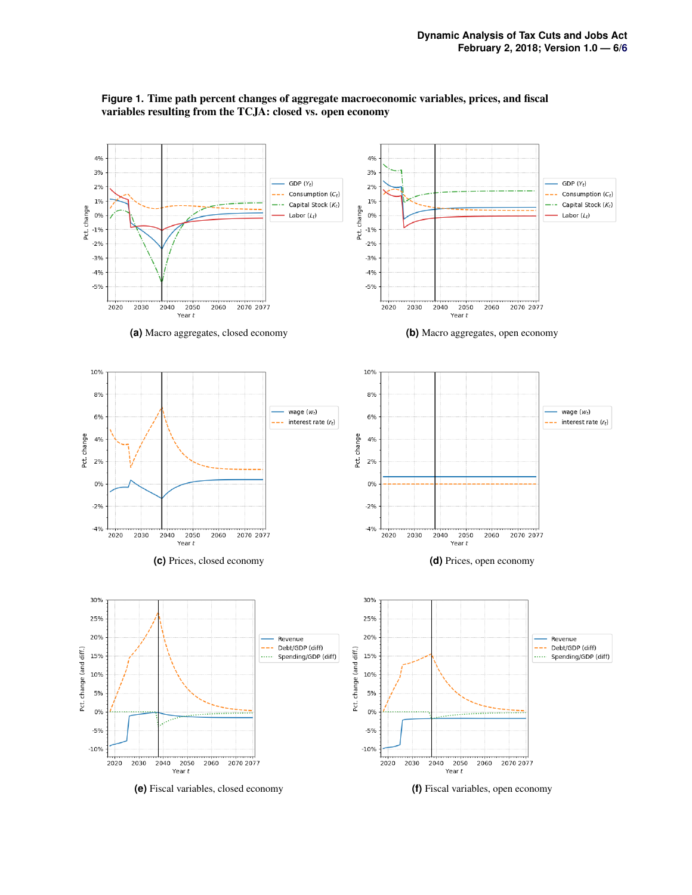**Figure 1. Time path percent changes of aggregate macroeconomic variables, prices, and fiscal variables resulting from the TCJA: closed vs. open economy**

4%
3%
2%
1%
0%
-1%
-2%
-3%
-4%
-5%
Pct. change
2020 2030 2040 2050 2060 2070 2077
Year $t$
GDP ($Y_t$)
Consumption ($C_t$)
Capital Stock ($K_t$)
Labor ($L_t$)

**(a)** Macro aggregates, closed economy

4%
3%
2%
1%
0%
-1%
-2%
-3%
-4%
-5%
Pct. change
2020 2030 2040 2050 2060 2070 2077
Year $t$
GDP ($Y_t$)
Consumption ($C_t$)
Capital Stock ($K_t$)
Labor ($L_t$)

**(b)** Macro aggregates, open economy

10%
8%
6%
4%
2%
0%
-2%
-4%
Pct. change
2020 2030 2040 2050 2060 2070 2077
Year $t$
wage ($w_t$)
interest rate ($r_t$)

**(c)** Prices, closed economy

10%
8%
6%
4%
2%
0%
-2%
-4%
Pct. change
2020 2030 2040 2050 2060 2070 2077
Year $t$
wage ($w_t$)
interest rate ($r_t$)

**(d)** Prices, open economy

30%
25%
20%
15%
10%
5%
0%
-5%
-10%
Pct. change (and diff.)
2020 2030 2040 2050 2060 2070 2077
Year $t$
Revenue
Debt/GDP (diff)
Spending/GDP (diff)

**(e)** Fiscal variables, closed economy

30%
25%
20%
15%
10%
5%
0%
-5%
-10%
Pct. change (and diff.)
2020 2030 2040 2050 2060 2070 2077
Year $t$
Revenue
Debt/GDP (diff)
Spending/GDP (diff)

**(f)** Fiscal variables, open economy